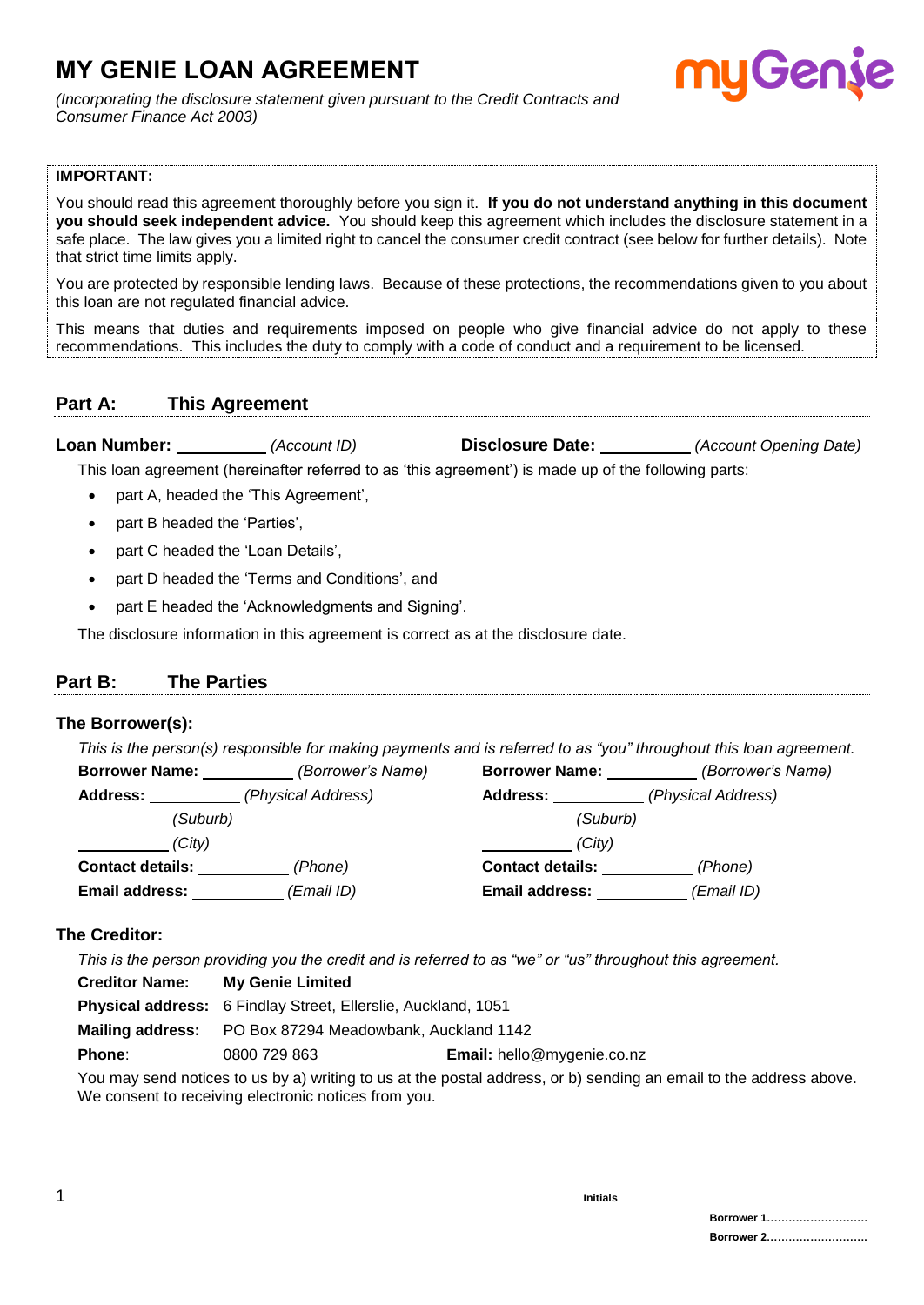# MY GENIE LOAN AGREEMENT

*(Incorporating the disclosure statement given pursuant to the Credit Contracts and Consumer Finance Act 2003)*

**IMPORTANT:**

You should read this agreement thoroughly before you sign it. **If you do not understand anything in this document you should seek independent advice.** You should keep this agreement which includes the disclosure statement in a safe place. The law gives you a limited right to cancel the consumer credit contract (see below for further details). Note that strict time limits apply.

You are protected by responsible lending laws. Because of these protections, the recommendations given to you about this loan are not regulated financial advice.

This means that duties and requirements imposed on people who give financial advice do not apply to these recommendations. This includes the duty to comply with a code of conduct and a requirement to be licensed.

## Part A: This Agreement

**Loan Number:** __________ *(Account ID)* **Disclosure Date:** __________ *(Account Opening Date)*

This loan agreement (hereinafter referred to as 'this agreement') is made up of the following parts:

- part A, headed the 'This Agreement',
- part B headed the 'Parties',
- part C headed the 'Loan Details',
- part D headed the 'Terms and Conditions', and
- part E headed the 'Acknowledgments and Signing'.

The disclosure information in this agreement is correct as at the disclosure date.

## Part B: The Parties

### The Borrower(s):

*This is the person(s) responsible for making payments and is referred to as "you" throughout this loan agreement.*

**Borrower Name:** __________ *(Borrower's Name)*
**Address:** __________ *(Physical Address)*
__________ *(Suburb)*
__________ *(City)*
**Contact details:** __________ *(Phone)*
**Email address:** __________ *(Email ID)*

**Borrower Name:** __________ *(Borrower's Name)*
**Address:** __________ *(Physical Address)*
__________ *(Suburb)*
__________ *(City)*
**Contact details:** __________ *(Phone)*
**Email address:** __________ *(Email ID)*

### The Creditor:

*This is the person providing you the credit and is referred to as "we" or "us" throughout this agreement.*

**Creditor Name:** **My Genie Limited**
**Physical address:** 6 Findlay Street, Ellerslie, Auckland, 1051
**Mailing address:** PO Box 87294 Meadowbank, Auckland 1142
**Phone**: 0800 729 863 **Email:** hello@mygenie.co.nz

You may send notices to us by a) writing to us at the postal address, or b) sending an email to the address above. We consent to receiving electronic notices from you.

**Initials**

**Borrower 1**............................
**Borrower 2**............................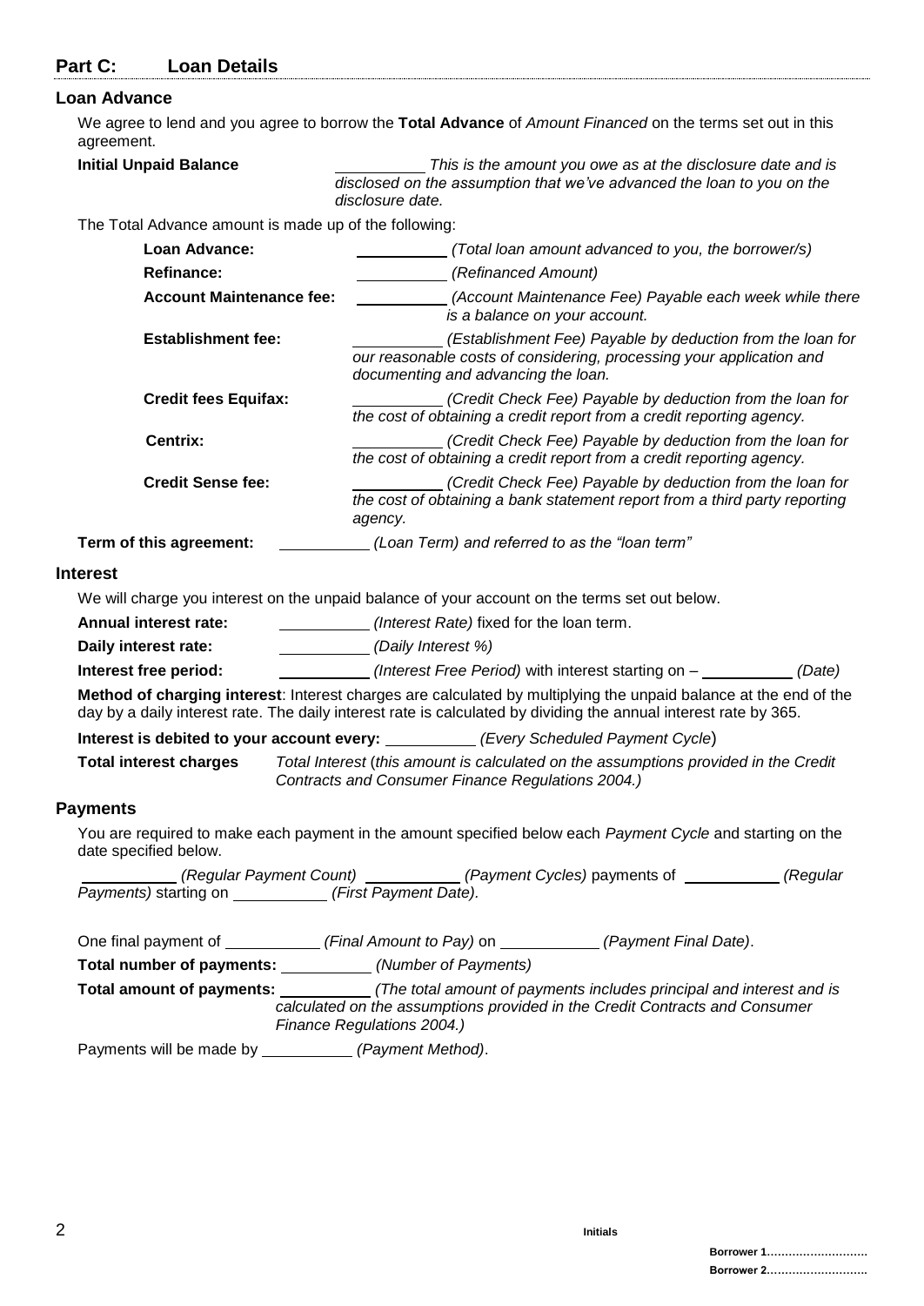## Part C: Loan Details

### Loan Advance

We agree to lend and you agree to borrow the **Total Advance** of *Amount Financed* on the terms set out in this agreement.

**Initial Unpaid Balance** \_\_\_\_\_\_\_\_\_\_ *This is the amount you owe as at the disclosure date and is disclosed on the assumption that we've advanced the loan to you on the disclosure date.*

The Total Advance amount is made up of the following:

**Loan Advance:** \_\_\_\_\_\_\_\_\_\_ *(Total loan amount advanced to you, the borrower/s)*

**Refinance:** \_\_\_\_\_\_\_\_\_\_ *(Refinanced Amount)*

**Account Maintenance fee:** \_\_\_\_\_\_\_\_\_\_ *(Account Maintenance Fee) Payable each week while there is a balance on your account.*

**Establishment fee:** \_\_\_\_\_\_\_\_\_\_ *(Establishment Fee) Payable by deduction from the loan for our reasonable costs of considering, processing your application and documenting and advancing the loan.*

**Credit fees Equifax:** \_\_\_\_\_\_\_\_\_\_ *(Credit Check Fee) Payable by deduction from the loan for the cost of obtaining a credit report from a credit reporting agency.*

**Centrix:** \_\_\_\_\_\_\_\_\_\_ *(Credit Check Fee) Payable by deduction from the loan for the cost of obtaining a credit report from a credit reporting agency.*

**Credit Sense fee:** \_\_\_\_\_\_\_\_\_\_ *(Credit Check Fee) Payable by deduction from the loan for the cost of obtaining a bank statement report from a third party reporting agency.*

**Term of this agreement:** \_\_\_\_\_\_\_\_\_\_ *(Loan Term) and referred to as the "loan term"*

### Interest

We will charge you interest on the unpaid balance of your account on the terms set out below.

**Annual interest rate:** \_\_\_\_\_\_\_\_\_\_ *(Interest Rate)* fixed for the loan term.

**Daily interest rate:** \_\_\_\_\_\_\_\_\_\_ *(Daily Interest %)*

**Interest free period:** \_\_\_\_\_\_\_\_\_\_ *(Interest Free Period)* with interest starting on – \_\_\_\_\_\_\_\_\_\_ *(Date)*

**Method of charging interest**: Interest charges are calculated by multiplying the unpaid balance at the end of the day by a daily interest rate. The daily interest rate is calculated by dividing the annual interest rate by 365.

**Interest is debited to your account every:** \_\_\_\_\_\_\_\_\_\_ *(Every Scheduled Payment Cycle)*

**Total interest charges** *Total Interest* (*this amount is calculated on the assumptions provided in the Credit Contracts and Consumer Finance Regulations 2004.)*

### Payments

You are required to make each payment in the amount specified below each *Payment Cycle* and starting on the date specified below.

\_\_\_\_\_\_\_\_\_\_ *(Regular Payment Count)* \_\_\_\_\_\_\_\_\_\_ *(Payment Cycles)* payments of \_\_\_\_\_\_\_\_\_\_ *(Regular Payments)* starting on \_\_\_\_\_\_\_\_\_\_ *(First Payment Date).*

One final payment of \_\_\_\_\_\_\_\_\_\_ *(Final Amount to Pay)* on \_\_\_\_\_\_\_\_\_\_ *(Payment Final Date)*.

**Total number of payments:** \_\_\_\_\_\_\_\_\_\_ *(Number of Payments)*

**Total amount of payments:** \_\_\_\_\_\_\_\_\_\_ *(The total amount of payments includes principal and interest and is calculated on the assumptions provided in the Credit Contracts and Consumer Finance Regulations 2004.)*

Payments will be made by \_\_\_\_\_\_\_\_\_\_ *(Payment Method)*.

Initials

**Borrower 1.............................**

**Borrower 2.............................**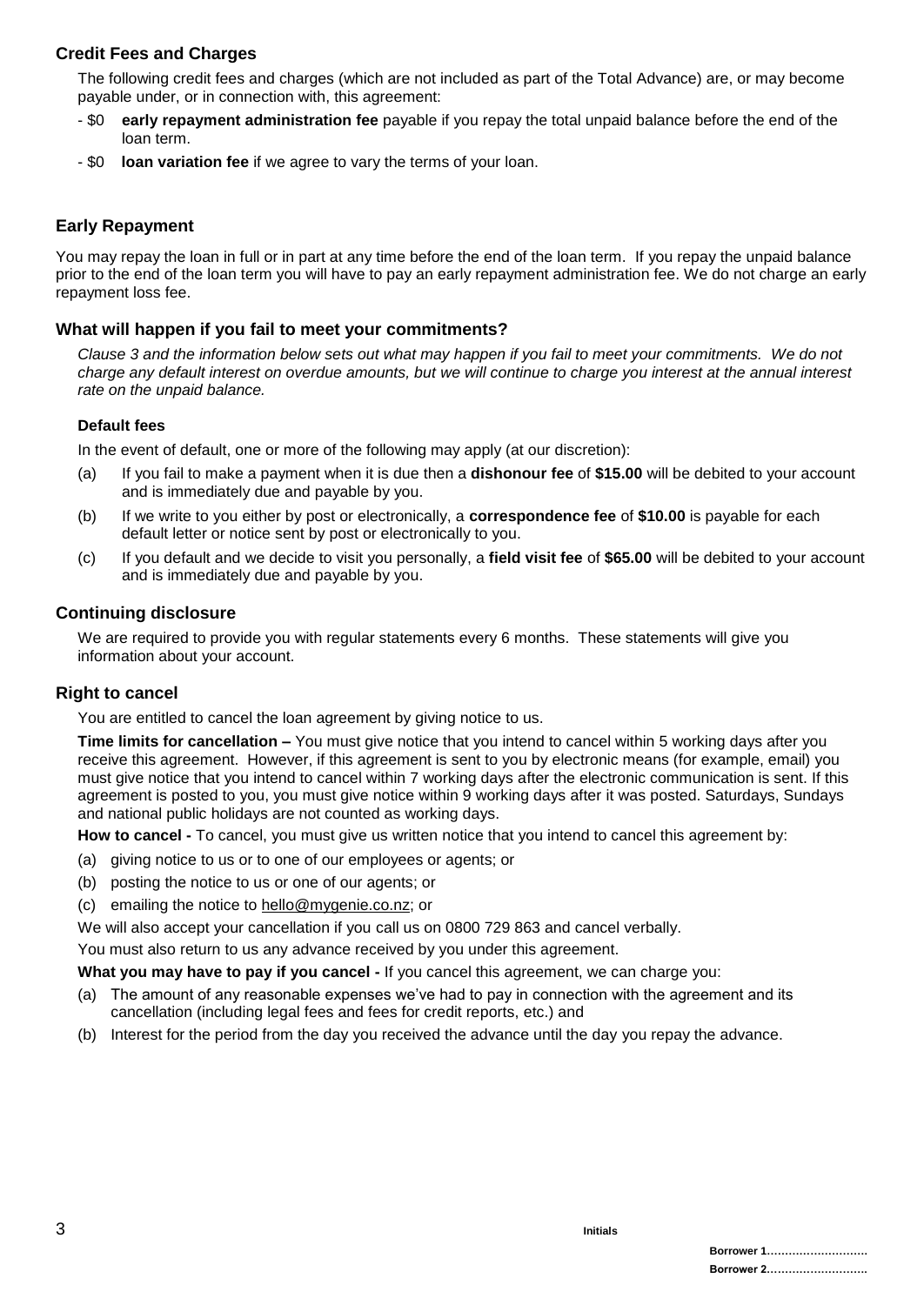## Credit Fees and Charges

The following credit fees and charges (which are not included as part of the Total Advance) are, or may become payable under, or in connection with, this agreement:

- $0 **early repayment administration fee** payable if you repay the total unpaid balance before the end of the loan term.
- $0 **loan variation fee** if we agree to vary the terms of your loan.

## Early Repayment

You may repay the loan in full or in part at any time before the end of the loan term. If you repay the unpaid balance prior to the end of the loan term you will have to pay an early repayment administration fee. We do not charge an early repayment loss fee.

## What will happen if you fail to meet your commitments?

*Clause 3 and the information below sets out what may happen if you fail to meet your commitments. We do not charge any default interest on overdue amounts, but we will continue to charge you interest at the annual interest rate on the unpaid balance.*

### Default fees

In the event of default, one or more of the following may apply (at our discretion):

(a) If you fail to make a payment when it is due then a **dishonour fee** of **$15.00** will be debited to your account and is immediately due and payable by you.

(b) If we write to you either by post or electronically, a **correspondence fee** of **$10.00** is payable for each default letter or notice sent by post or electronically to you.

(c) If you default and we decide to visit you personally, a **field visit fee** of **$65.00** will be debited to your account and is immediately due and payable by you.

## Continuing disclosure

We are required to provide you with regular statements every 6 months. These statements will give you information about your account.

## Right to cancel

You are entitled to cancel the loan agreement by giving notice to us.

**Time limits for cancellation –** You must give notice that you intend to cancel within 5 working days after you receive this agreement. However, if this agreement is sent to you by electronic means (for example, email) you must give notice that you intend to cancel within 7 working days after the electronic communication is sent. If this agreement is posted to you, you must give notice within 9 working days after it was posted. Saturdays, Sundays and national public holidays are not counted as working days.

**How to cancel -** To cancel, you must give us written notice that you intend to cancel this agreement by:

(a) giving notice to us or to one of our employees or agents; or

(b) posting the notice to us or one of our agents; or

(c) emailing the notice to hello@mygenie.co.nz; or

We will also accept your cancellation if you call us on 0800 729 863 and cancel verbally.

You must also return to us any advance received by you under this agreement.

**What you may have to pay if you cancel -** If you cancel this agreement, we can charge you:

(a) The amount of any reasonable expenses we've had to pay in connection with the agreement and its cancellation (including legal fees and fees for credit reports, etc.) and

(b) Interest for the period from the day you received the advance until the day you repay the advance.

Initials

Borrower 1............................

Borrower 2............................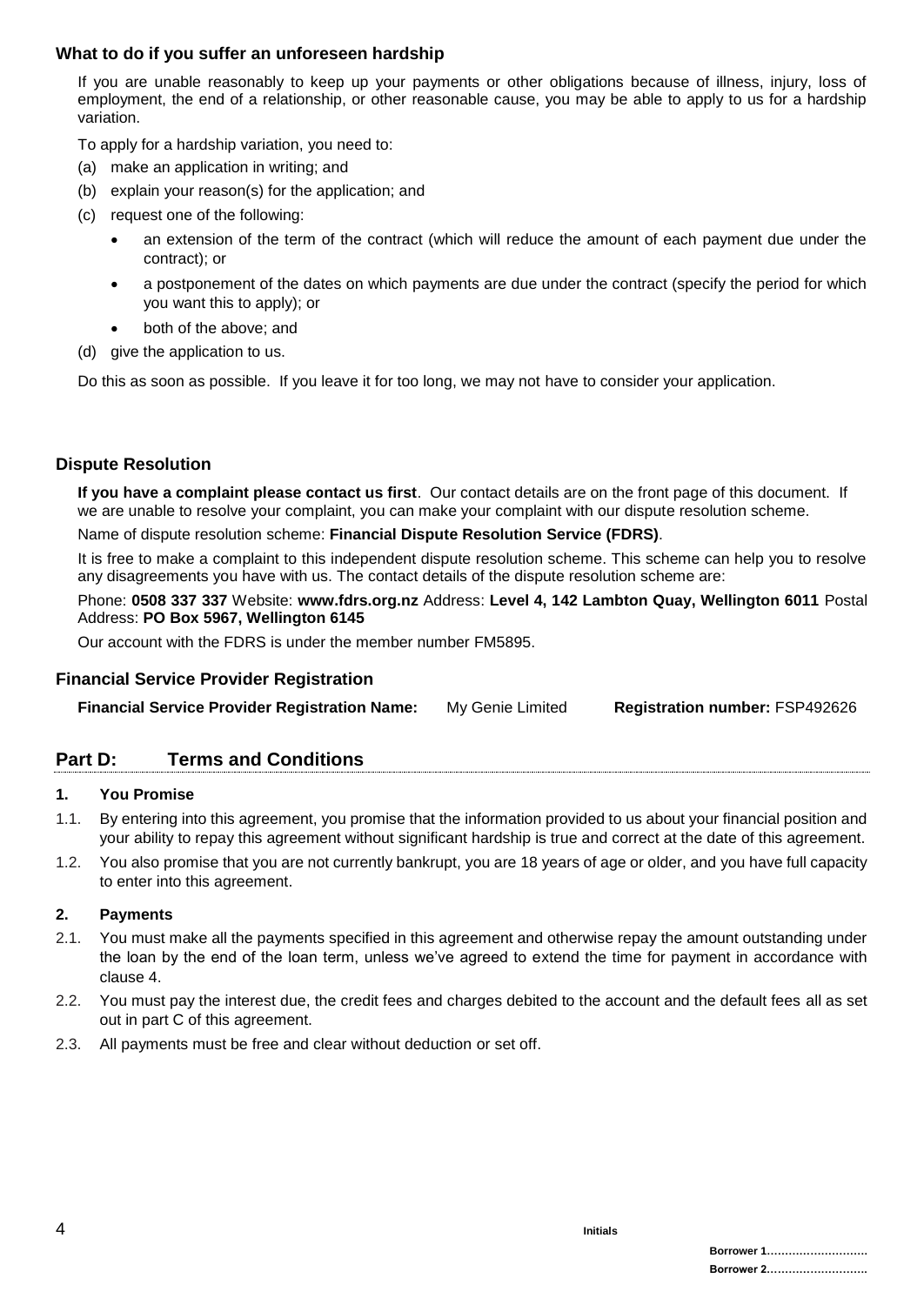### What to do if you suffer an unforeseen hardship

If you are unable reasonably to keep up your payments or other obligations because of illness, injury, loss of employment, the end of a relationship, or other reasonable cause, you may be able to apply to us for a hardship variation.

To apply for a hardship variation, you need to:

(a) make an application in writing; and

(b) explain your reason(s) for the application; and

(c) request one of the following:

- an extension of the term of the contract (which will reduce the amount of each payment due under the contract); or
- a postponement of the dates on which payments are due under the contract (specify the period for which you want this to apply); or
- both of the above; and

(d) give the application to us.

Do this as soon as possible. If you leave it for too long, we may not have to consider your application.

### Dispute Resolution

**If you have a complaint please contact us first**. Our contact details are on the front page of this document. If we are unable to resolve your complaint, you can make your complaint with our dispute resolution scheme.

Name of dispute resolution scheme: **Financial Dispute Resolution Service (FDRS)**.

It is free to make a complaint to this independent dispute resolution scheme. This scheme can help you to resolve any disagreements you have with us. The contact details of the dispute resolution scheme are:

Phone: **0508 337 337** Website: **www.fdrs.org.nz** Address: **Level 4, 142 Lambton Quay, Wellington 6011** Postal Address: **PO Box 5967, Wellington 6145**

Our account with the FDRS is under the member number FM5895.

### Financial Service Provider Registration

**Financial Service Provider Registration Name:** My Genie Limited **Registration number:** FSP492626

## Part D: Terms and Conditions

**1. You Promise**

1.1. By entering into this agreement, you promise that the information provided to us about your financial position and your ability to repay this agreement without significant hardship is true and correct at the date of this agreement.

1.2. You also promise that you are not currently bankrupt, you are 18 years of age or older, and you have full capacity to enter into this agreement.

**2. Payments**

2.1. You must make all the payments specified in this agreement and otherwise repay the amount outstanding under the loan by the end of the loan term, unless we've agreed to extend the time for payment in accordance with clause 4.

2.2. You must pay the interest due, the credit fees and charges debited to the account and the default fees all as set out in part C of this agreement.

2.3. All payments must be free and clear without deduction or set off.

Initials

Borrower 1............................

Borrower 2............................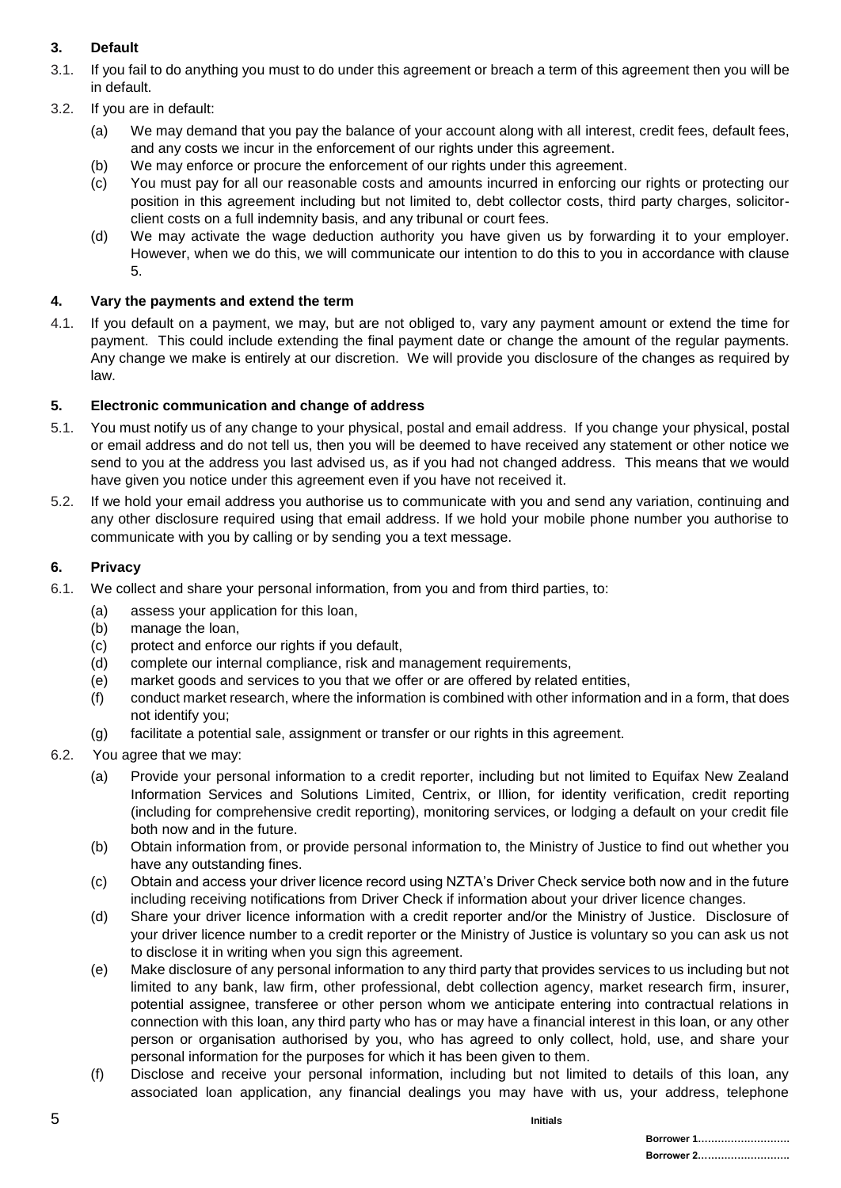## 3. Default

3.1. If you fail to do anything you must to do under this agreement or breach a term of this agreement then you will be in default.

3.2. If you are in default:

(a) We may demand that you pay the balance of your account along with all interest, credit fees, default fees, and any costs we incur in the enforcement of our rights under this agreement.

(b) We may enforce or procure the enforcement of our rights under this agreement.

(c) You must pay for all our reasonable costs and amounts incurred in enforcing our rights or protecting our position in this agreement including but not limited to, debt collector costs, third party charges, solicitor-client costs on a full indemnity basis, and any tribunal or court fees.

(d) We may activate the wage deduction authority you have given us by forwarding it to your employer. However, when we do this, we will communicate our intention to do this to you in accordance with clause 5.

## 4. Vary the payments and extend the term

4.1. If you default on a payment, we may, but are not obliged to, vary any payment amount or extend the time for payment. This could include extending the final payment date or change the amount of the regular payments. Any change we make is entirely at our discretion. We will provide you disclosure of the changes as required by law.

## 5. Electronic communication and change of address

5.1. You must notify us of any change to your physical, postal and email address. If you change your physical, postal or email address and do not tell us, then you will be deemed to have received any statement or other notice we send to you at the address you last advised us, as if you had not changed address. This means that we would have given you notice under this agreement even if you have not received it.

5.2. If we hold your email address you authorise us to communicate with you and send any variation, continuing and any other disclosure required using that email address. If we hold your mobile phone number you authorise to communicate with you by calling or by sending you a text message.

## 6. Privacy

6.1. We collect and share your personal information, from you and from third parties, to:

(a) assess your application for this loan,

(b) manage the loan,

(c) protect and enforce our rights if you default,

(d) complete our internal compliance, risk and management requirements,

(e) market goods and services to you that we offer or are offered by related entities,

(f) conduct market research, where the information is combined with other information and in a form, that does not identify you;

(g) facilitate a potential sale, assignment or transfer or our rights in this agreement.

6.2. You agree that we may:

(a) Provide your personal information to a credit reporter, including but not limited to Equifax New Zealand Information Services and Solutions Limited, Centrix, or Illion, for identity verification, credit reporting (including for comprehensive credit reporting), monitoring services, or lodging a default on your credit file both now and in the future.

(b) Obtain information from, or provide personal information to, the Ministry of Justice to find out whether you have any outstanding fines.

(c) Obtain and access your driver licence record using NZTA's Driver Check service both now and in the future including receiving notifications from Driver Check if information about your driver licence changes.

(d) Share your driver licence information with a credit reporter and/or the Ministry of Justice. Disclosure of your driver licence number to a credit reporter or the Ministry of Justice is voluntary so you can ask us not to disclose it in writing when you sign this agreement.

(e) Make disclosure of any personal information to any third party that provides services to us including but not limited to any bank, law firm, other professional, debt collection agency, market research firm, insurer, potential assignee, transferee or other person whom we anticipate entering into contractual relations in connection with this loan, any third party who has or may have a financial interest in this loan, or any other person or organisation authorised by you, who has agreed to only collect, hold, use, and share your personal information for the purposes for which it has been given to them.

(f) Disclose and receive your personal information, including but not limited to details of this loan, any associated loan application, any financial dealings you may have with us, your address, telephone

Initials

Borrower 1............................

Borrower 2............................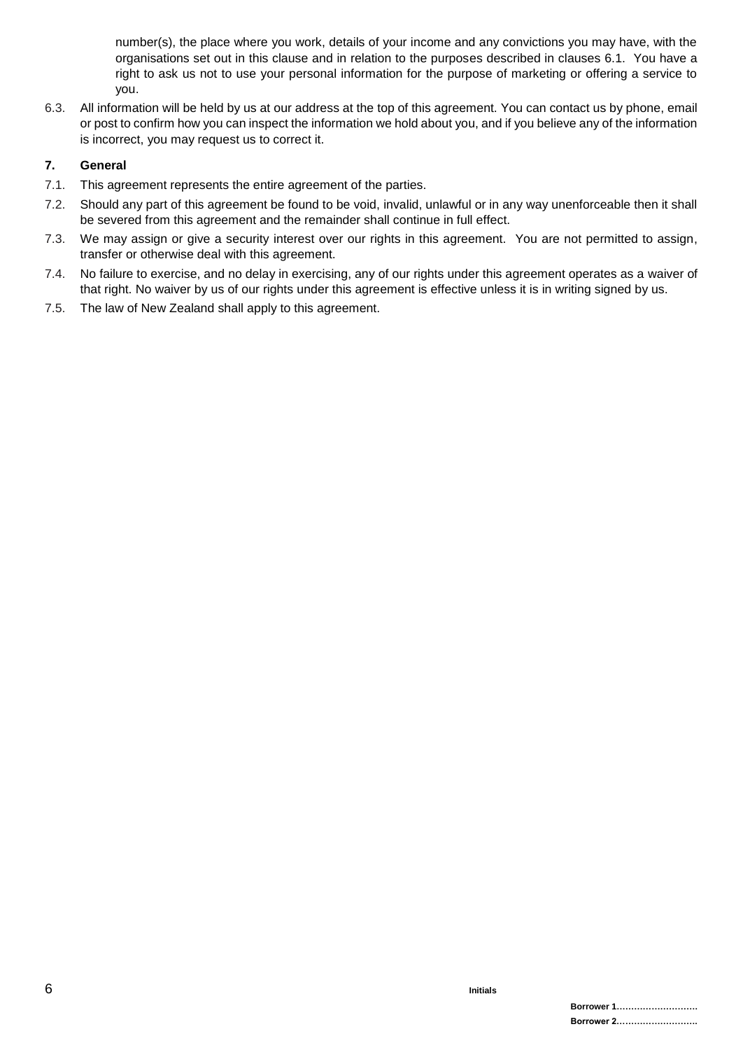number(s), the place where you work, details of your income and any convictions you may have, with the organisations set out in this clause and in relation to the purposes described in clauses 6.1. You have a right to ask us not to use your personal information for the purpose of marketing or offering a service to you.

6.3. All information will be held by us at our address at the top of this agreement. You can contact us by phone, email or post to confirm how you can inspect the information we hold about you, and if you believe any of the information is incorrect, you may request us to correct it.

**7. General**

7.1. This agreement represents the entire agreement of the parties.

7.2. Should any part of this agreement be found to be void, invalid, unlawful or in any way unenforceable then it shall be severed from this agreement and the remainder shall continue in full effect.

7.3. We may assign or give a security interest over our rights in this agreement. You are not permitted to assign, transfer or otherwise deal with this agreement.

7.4. No failure to exercise, and no delay in exercising, any of our rights under this agreement operates as a waiver of that right. No waiver by us of our rights under this agreement is effective unless it is in writing signed by us.

7.5. The law of New Zealand shall apply to this agreement.

**Initials**

**Borrower 1……………………….**

**Borrower 2……………………….**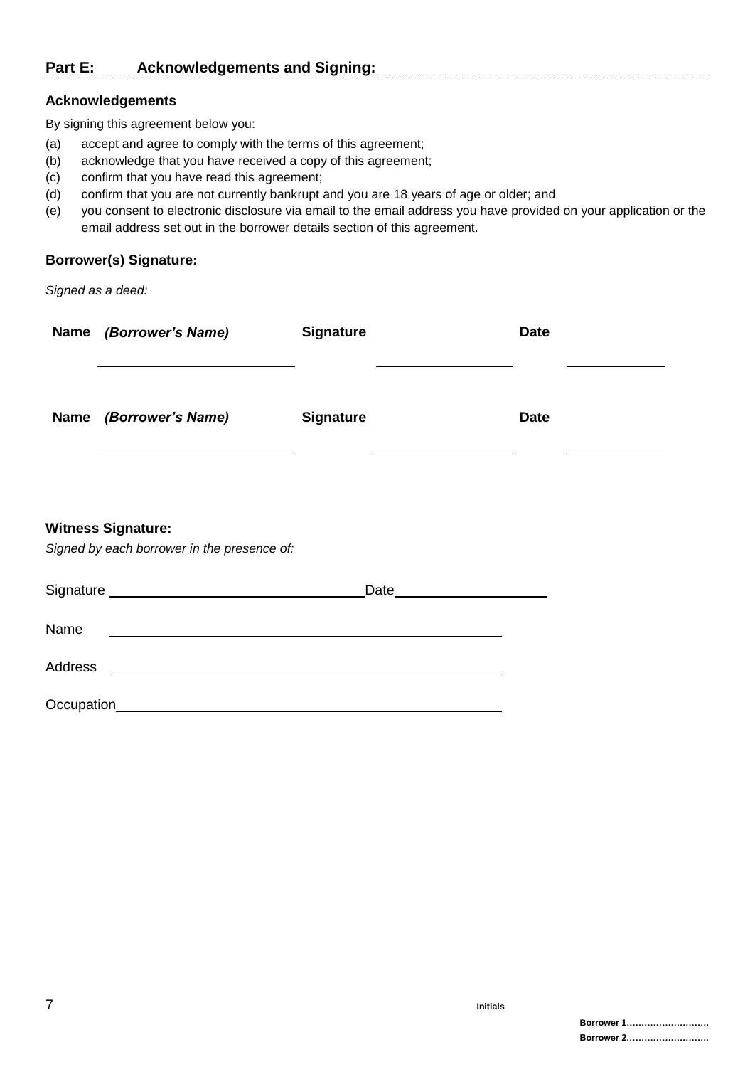## Part E: Acknowledgements and Signing:

### Acknowledgements

By signing this agreement below you:

(a) accept and agree to comply with the terms of this agreement;
(b) acknowledge that you have received a copy of this agreement;
(c) confirm that you have read this agreement;
(d) confirm that you are not currently bankrupt and you are 18 years of age or older; and
(e) you consent to electronic disclosure via email to the email address you have provided on your application or the email address set out in the borrower details section of this agreement.

### Borrower(s) Signature:

*Signed as a deed:*

| | | | | | |
|---|---|---|---|---|---|
| **Name** | ***(Borrower's Name)*** ____________________ | **Signature** | ____________________ | **Date** | ______________ |
| **Name** | ***(Borrower's Name)*** ____________________ | **Signature** | ____________________ | **Date** | ______________ |

### Witness Signature:

*Signed by each borrower in the presence of:*

Signature ______________________________ Date ____________________

Name ______________________________________________

Address ______________________________________________

Occupation ______________________________________________

**Initials**

**Borrower 1.……………………….**

**Borrower 2.………………………..**